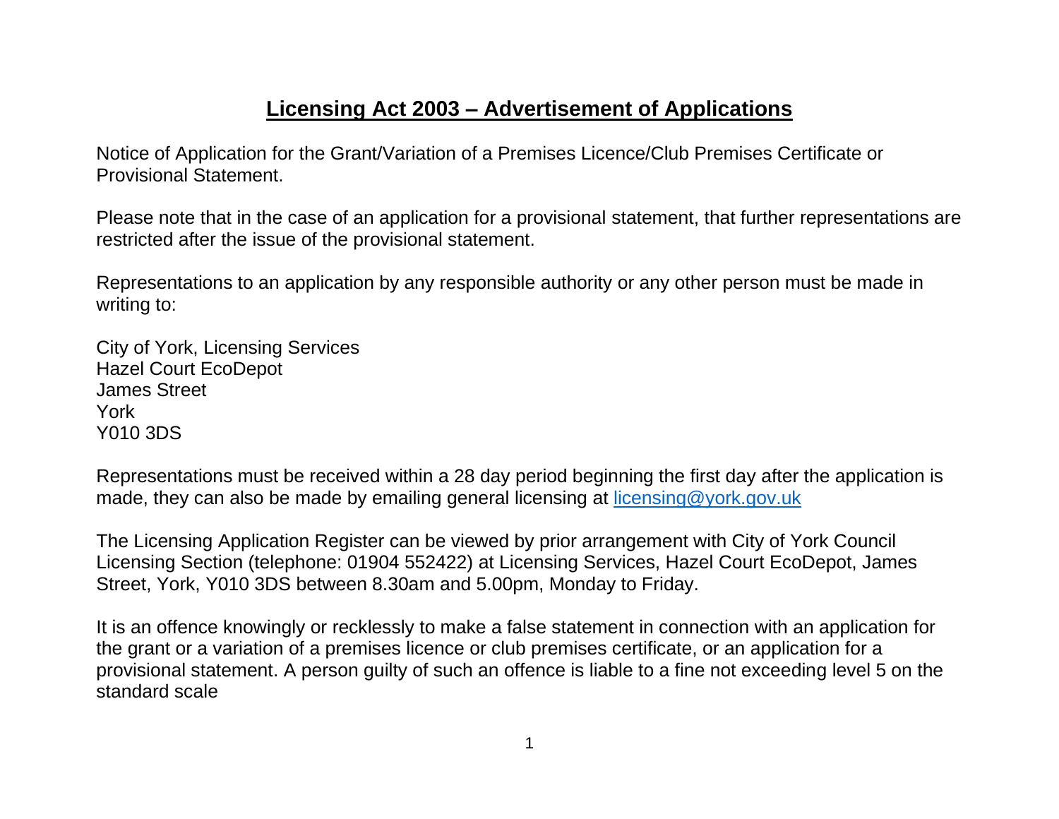# **Licensing Act 2003 – Advertisement of Applications**

Notice of Application for the Grant/Variation of a Premises Licence/Club Premises Certificate or Provisional Statement.

Please note that in the case of an application for a provisional statement, that further representations are restricted after the issue of the provisional statement.

Representations to an application by any responsible authority or any other person must be made in writing to:

City of York, Licensing Services
Hazel Court EcoDepot
James Street
York
Y010 3DS

Representations must be received within a 28 day period beginning the first day after the application is made, they can also be made by emailing general licensing at [licensing@york.gov.uk](mailto:licensing@york.gov.uk)

The Licensing Application Register can be viewed by prior arrangement with City of York Council Licensing Section (telephone: 01904 552422) at Licensing Services, Hazel Court EcoDepot, James Street, York, Y010 3DS between 8.30am and 5.00pm, Monday to Friday.

It is an offence knowingly or recklessly to make a false statement in connection with an application for the grant or a variation of a premises licence or club premises certificate, or an application for a provisional statement. A person guilty of such an offence is liable to a fine not exceeding level 5 on the standard scale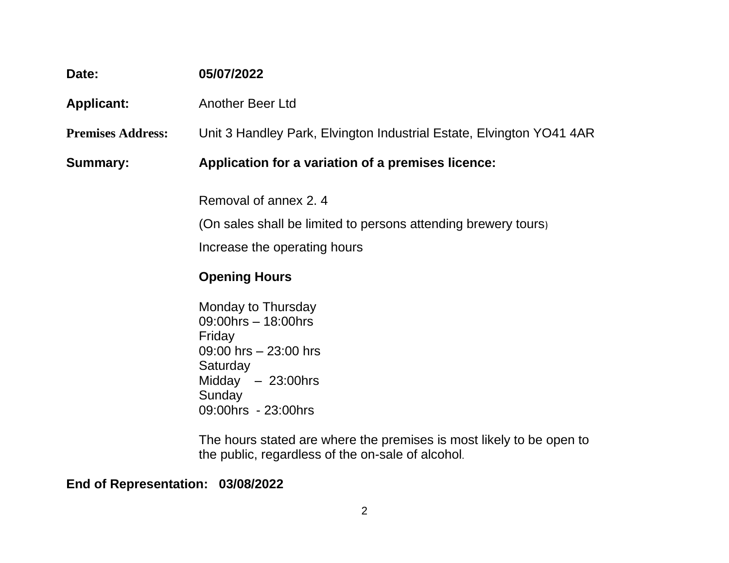**Date:** **05/07/2022**

**Applicant:** Another Beer Ltd

**Premises Address:** Unit 3 Handley Park, Elvington Industrial Estate, Elvington YO41 4AR

**Summary:** **Application for a variation of a premises licence:**

Removal of annex 2. 4

(On sales shall be limited to persons attending brewery tours)

Increase the operating hours

**Opening Hours**

Monday to Thursday
09:00hrs – 18:00hrs
Friday
09:00 hrs – 23:00 hrs
Saturday
Midday – 23:00hrs
Sunday
09:00hrs - 23:00hrs

The hours stated are where the premises is most likely to be open to the public, regardless of the on-sale of alcohol.

**End of Representation: 03/08/2022**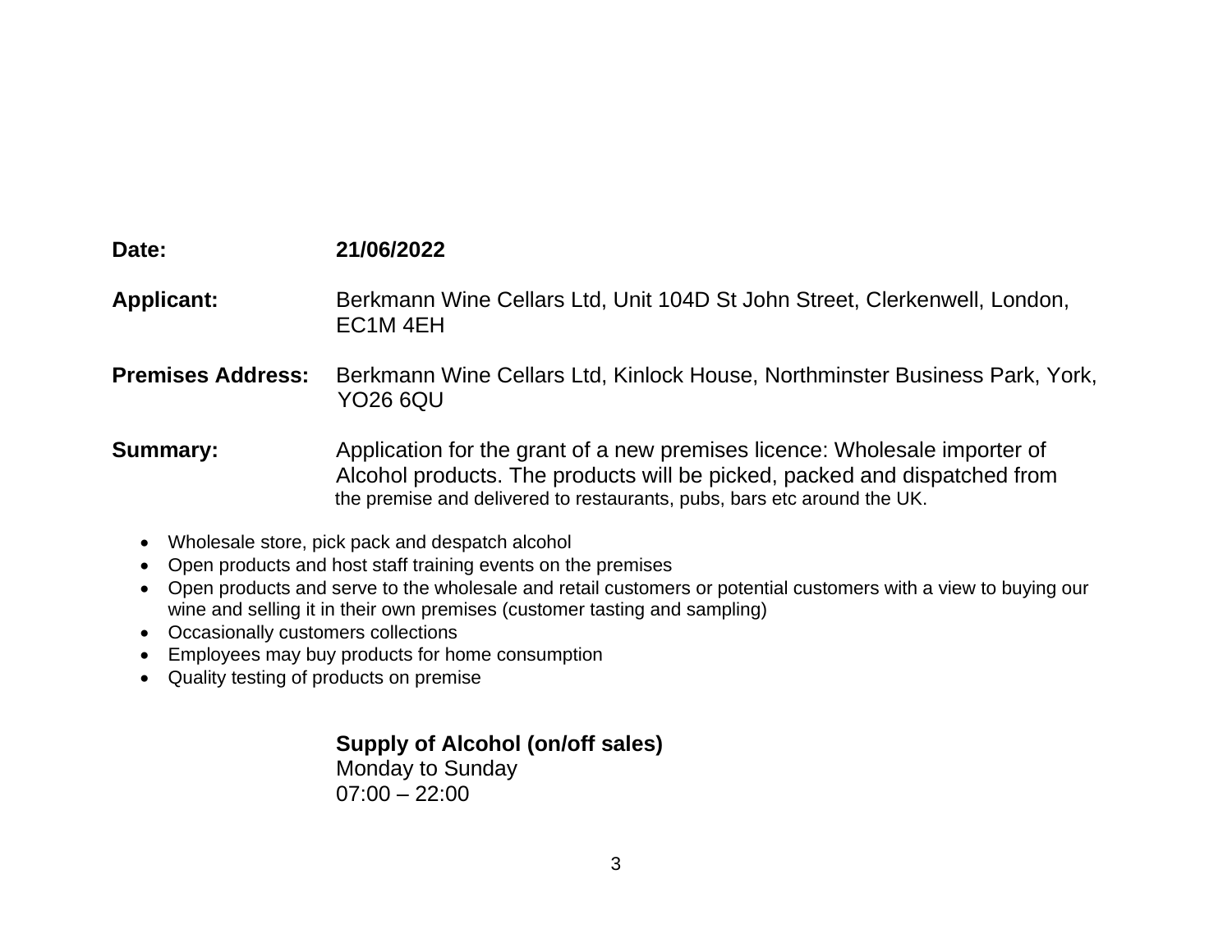**Date:** **21/06/2022**

**Applicant:** Berkmann Wine Cellars Ltd, Unit 104D St John Street, Clerkenwell, London, EC1M 4EH

**Premises Address:** Berkmann Wine Cellars Ltd, Kinlock House, Northminster Business Park, York, YO26 6QU

**Summary:** Application for the grant of a new premises licence: Wholesale importer of Alcohol products. The products will be picked, packed and dispatched from the premise and delivered to restaurants, pubs, bars etc around the UK.

- Wholesale store, pick pack and despatch alcohol
- Open products and host staff training events on the premises
- Open products and serve to the wholesale and retail customers or potential customers with a view to buying our wine and selling it in their own premises (customer tasting and sampling)
- Occasionally customers collections
- Employees may buy products for home consumption
- Quality testing of products on premise

**Supply of Alcohol (on/off sales)**
Monday to Sunday
07:00 – 22:00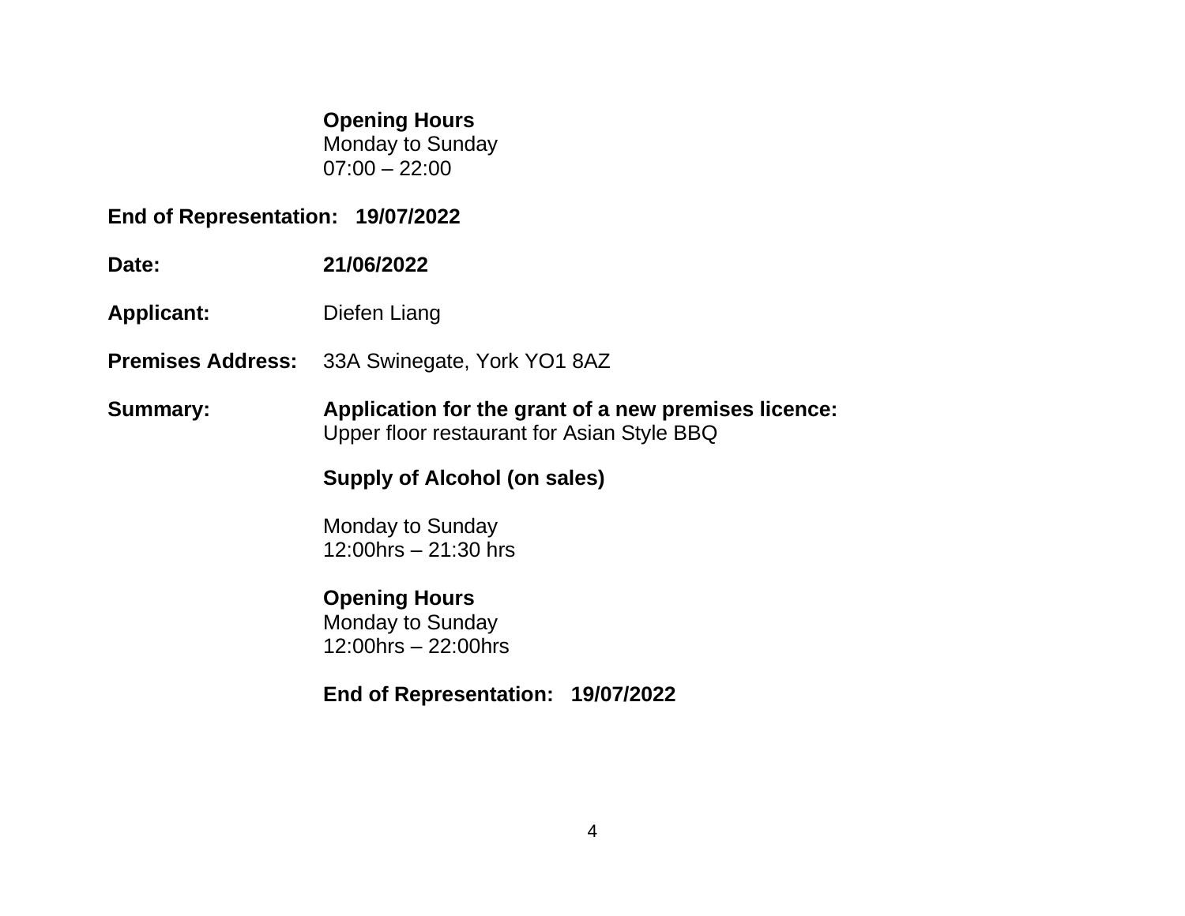**Opening Hours**
Monday to Sunday
07:00 – 22:00

**End of Representation: 19/07/2022**

**Date:** **21/06/2022**

**Applicant:** Diefen Liang

**Premises Address:** 33A Swinegate, York YO1 8AZ

**Summary:** **Application for the grant of a new premises licence:**
Upper floor restaurant for Asian Style BBQ

**Supply of Alcohol (on sales)**

Monday to Sunday
12:00hrs – 21:30 hrs

**Opening Hours**
Monday to Sunday
12:00hrs – 22:00hrs

**End of Representation: 19/07/2022**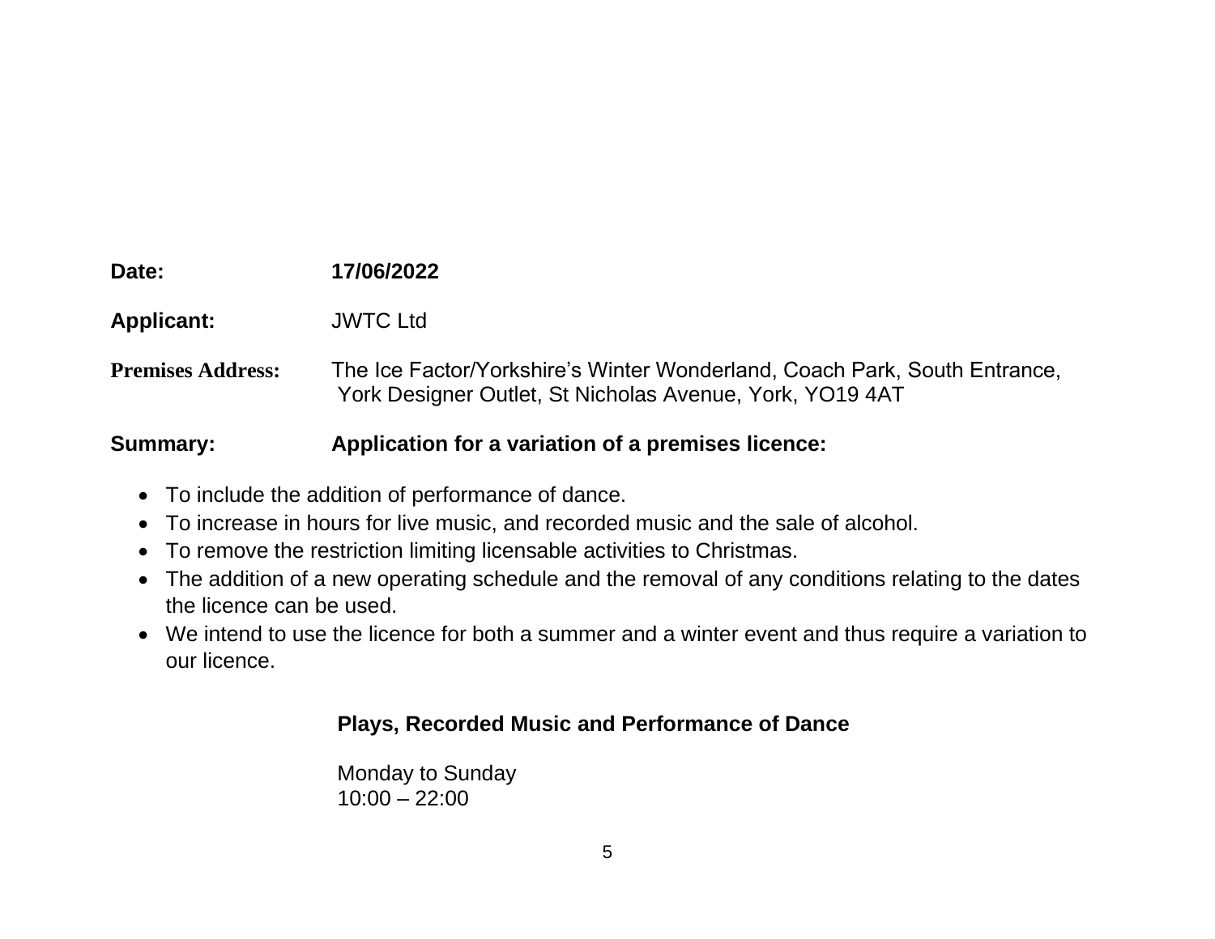**Date:** **17/06/2022**

**Applicant:** JWTC Ltd

**Premises Address:** The Ice Factor/Yorkshire's Winter Wonderland, Coach Park, South Entrance, York Designer Outlet, St Nicholas Avenue, York, YO19 4AT

**Summary:** **Application for a variation of a premises licence:**

- To include the addition of performance of dance.
- To increase in hours for live music, and recorded music and the sale of alcohol.
- To remove the restriction limiting licensable activities to Christmas.
- The addition of a new operating schedule and the removal of any conditions relating to the dates the licence can be used.
- We intend to use the licence for both a summer and a winter event and thus require a variation to our licence.

**Plays, Recorded Music and Performance of Dance**

Monday to Sunday
10:00 – 22:00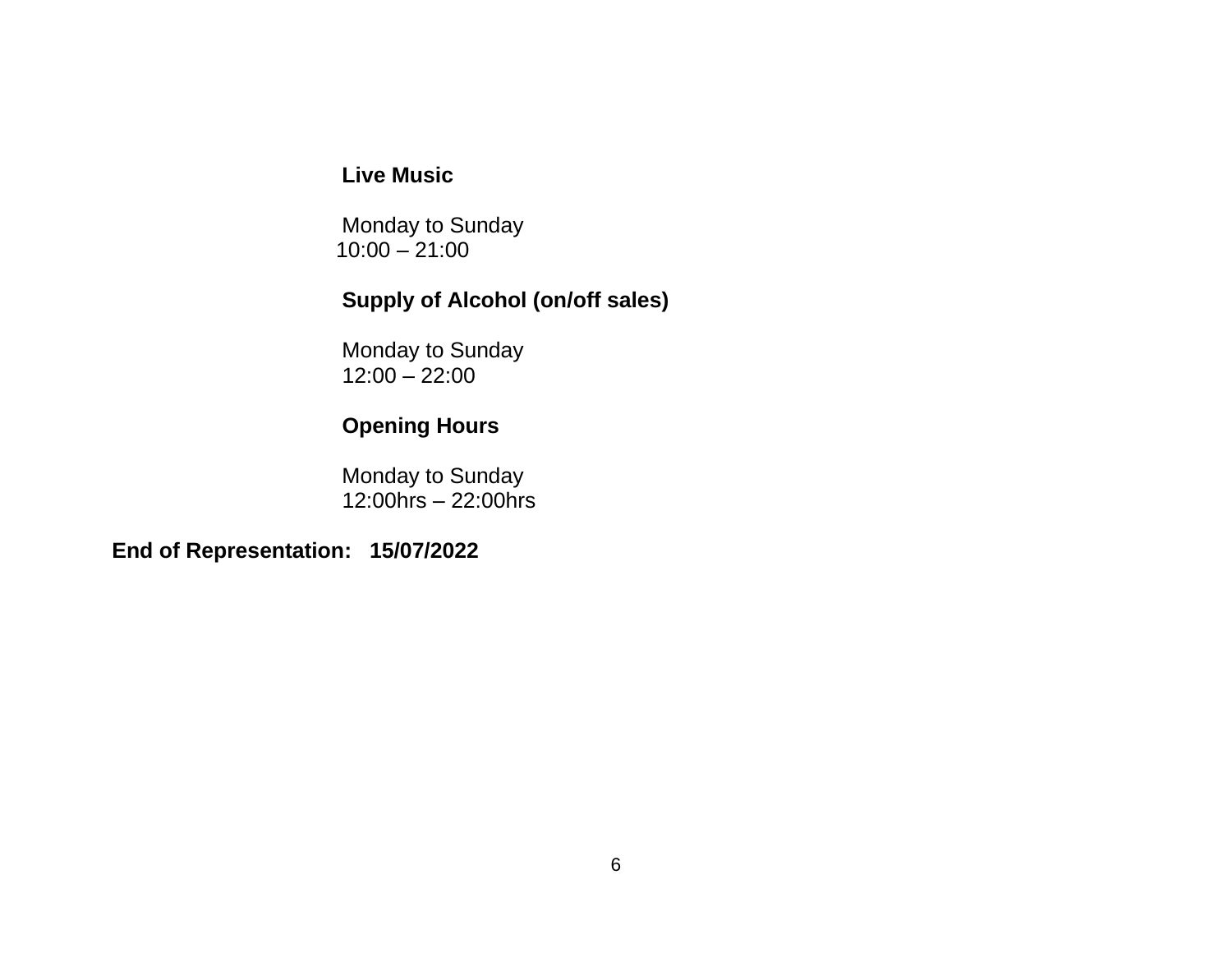**Live Music**

Monday to Sunday
10:00 – 21:00

**Supply of Alcohol (on/off sales)**

Monday to Sunday
12:00 – 22:00

**Opening Hours**

Monday to Sunday
12:00hrs – 22:00hrs

**End of Representation: 15/07/2022**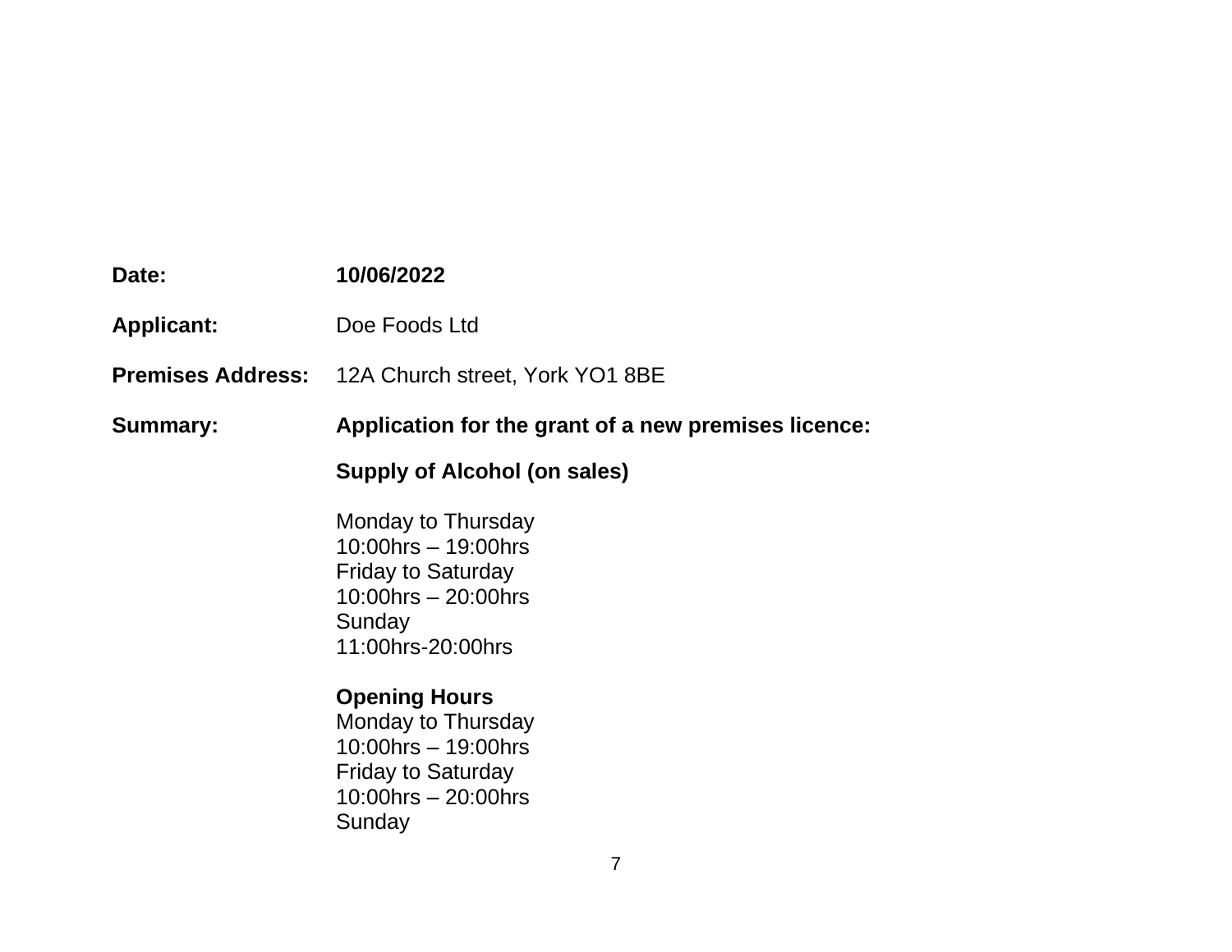**Date:** **10/06/2022**

**Applicant:** Doe Foods Ltd

**Premises Address:** 12A Church street, York YO1 8BE

**Summary:** **Application for the grant of a new premises licence:**

**Supply of Alcohol (on sales)**

Monday to Thursday
10:00hrs – 19:00hrs
Friday to Saturday
10:00hrs – 20:00hrs
Sunday
11:00hrs-20:00hrs

**Opening Hours**
Monday to Thursday
10:00hrs – 19:00hrs
Friday to Saturday
10:00hrs – 20:00hrs
Sunday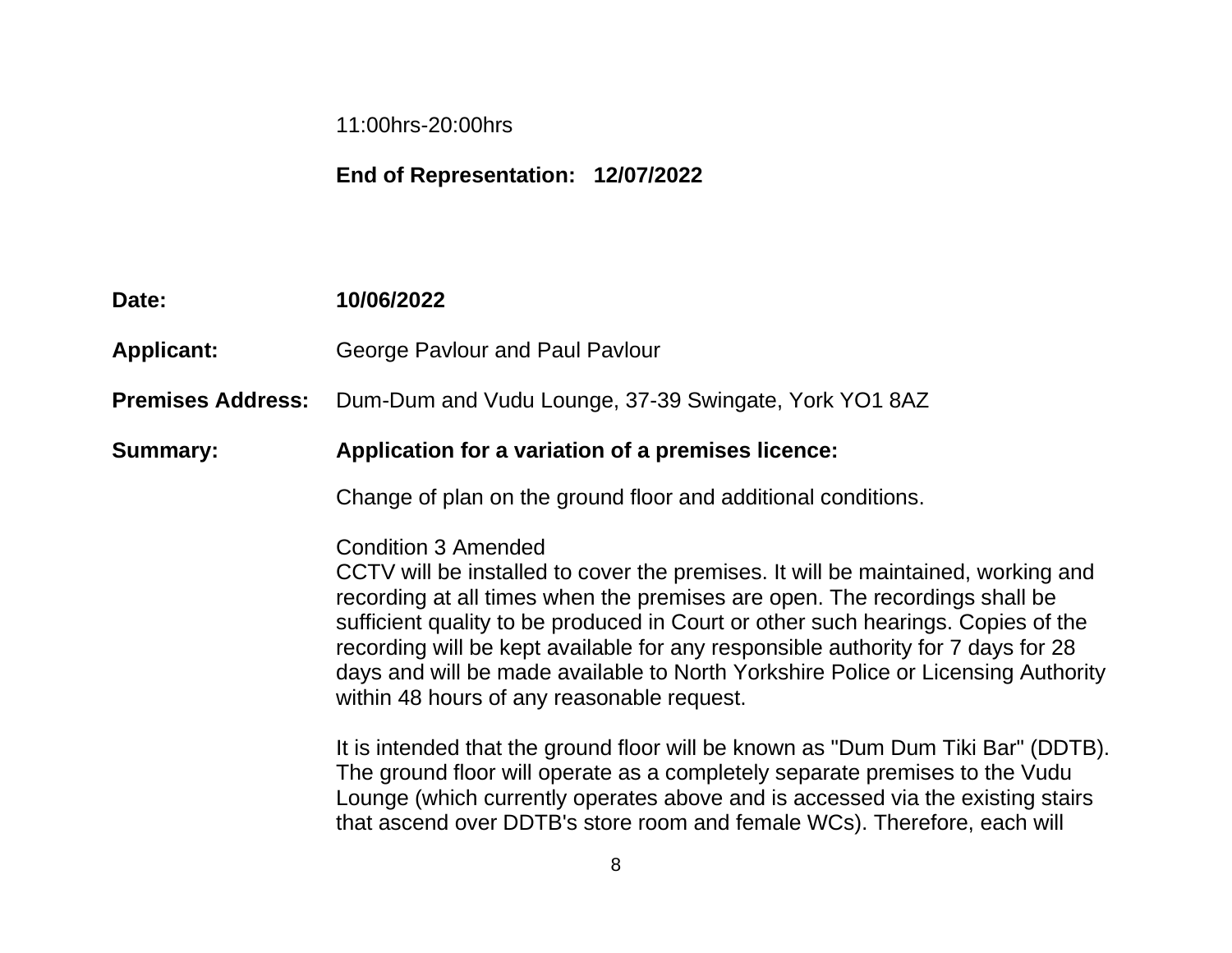11:00hrs-20:00hrs

**End of Representation: 12/07/2022**

**Date:** **10/06/2022**

**Applicant:** George Pavlour and Paul Pavlour

**Premises Address:** Dum-Dum and Vudu Lounge, 37-39 Swingate, York YO1 8AZ

**Summary:** **Application for a variation of a premises licence:**

Change of plan on the ground floor and additional conditions.

Condition 3 Amended
CCTV will be installed to cover the premises. It will be maintained, working and recording at all times when the premises are open. The recordings shall be sufficient quality to be produced in Court or other such hearings. Copies of the recording will be kept available for any responsible authority for 7 days for 28 days and will be made available to North Yorkshire Police or Licensing Authority within 48 hours of any reasonable request.

It is intended that the ground floor will be known as "Dum Dum Tiki Bar" (DDTB). The ground floor will operate as a completely separate premises to the Vudu Lounge (which currently operates above and is accessed via the existing stairs that ascend over DDTB's store room and female WCs). Therefore, each will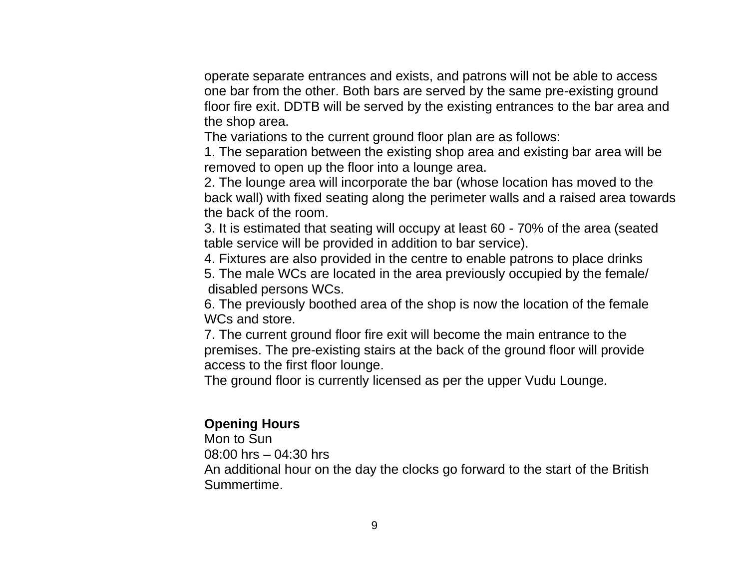operate separate entrances and exists, and patrons will not be able to access one bar from the other. Both bars are served by the same pre-existing ground floor fire exit. DDTB will be served by the existing entrances to the bar area and the shop area.

The variations to the current ground floor plan are as follows:

1. The separation between the existing shop area and existing bar area will be removed to open up the floor into a lounge area.
2. The lounge area will incorporate the bar (whose location has moved to the back wall) with fixed seating along the perimeter walls and a raised area towards the back of the room.
3. It is estimated that seating will occupy at least 60 - 70% of the area (seated table service will be provided in addition to bar service).
4. Fixtures are also provided in the centre to enable patrons to place drinks
5. The male WCs are located in the area previously occupied by the female/ disabled persons WCs.
6. The previously boothed area of the shop is now the location of the female WCs and store.
7. The current ground floor fire exit will become the main entrance to the premises. The pre-existing stairs at the back of the ground floor will provide access to the first floor lounge.

The ground floor is currently licensed as per the upper Vudu Lounge.

**Opening Hours**

Mon to Sun

08:00 hrs – 04:30 hrs

An additional hour on the day the clocks go forward to the start of the British Summertime.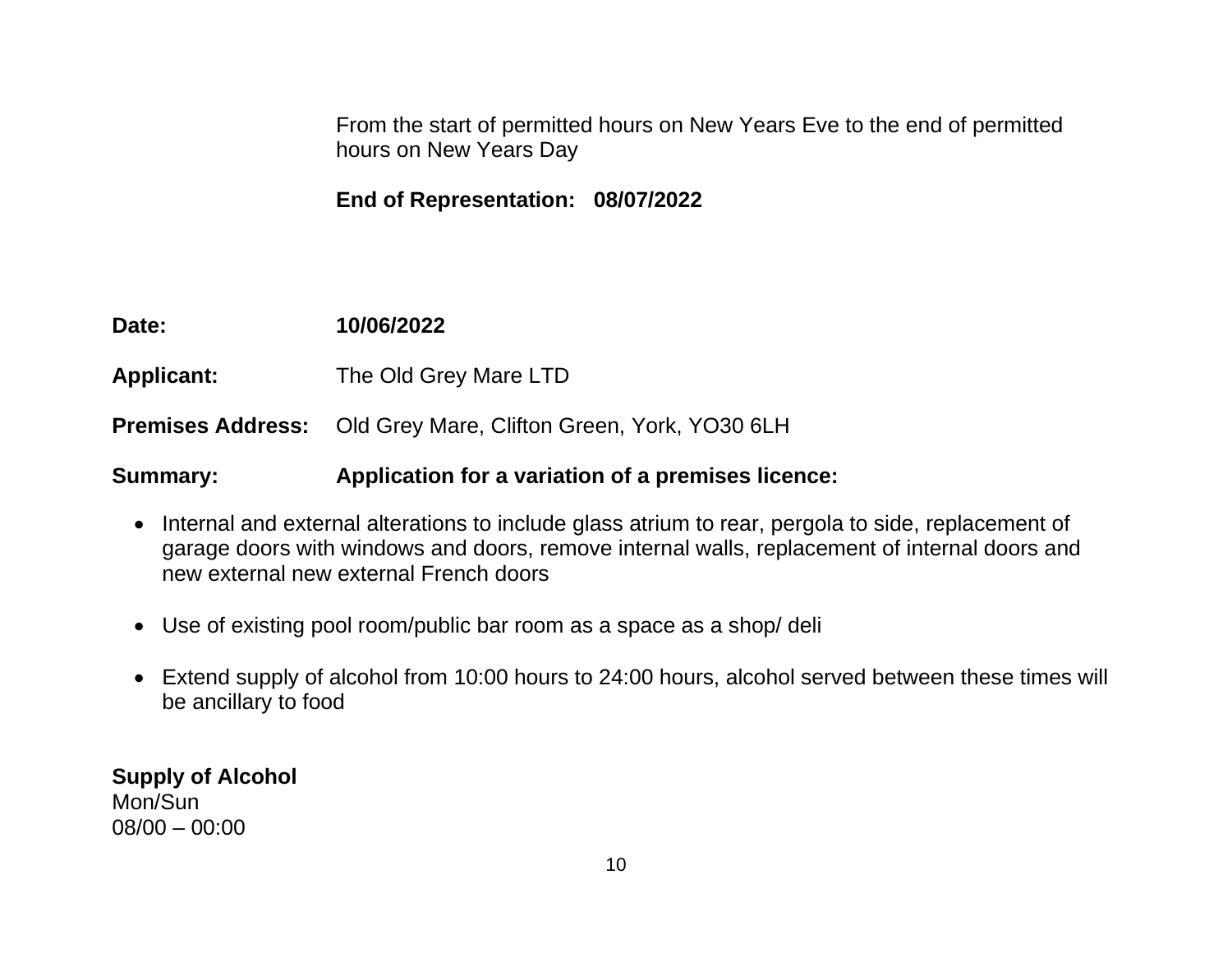From the start of permitted hours on New Years Eve to the end of permitted hours on New Years Day

**End of Representation: 08/07/2022**

**Date:** **10/06/2022**

**Applicant:** The Old Grey Mare LTD

**Premises Address:** Old Grey Mare, Clifton Green, York, YO30 6LH

**Summary:** **Application for a variation of a premises licence:**

- Internal and external alterations to include glass atrium to rear, pergola to side, replacement of garage doors with windows and doors, remove internal walls, replacement of internal doors and new external new external French doors

- Use of existing pool room/public bar room as a space as a shop/ deli

- Extend supply of alcohol from 10:00 hours to 24:00 hours, alcohol served between these times will be ancillary to food

**Supply of Alcohol**
Mon/Sun
08/00 – 00:00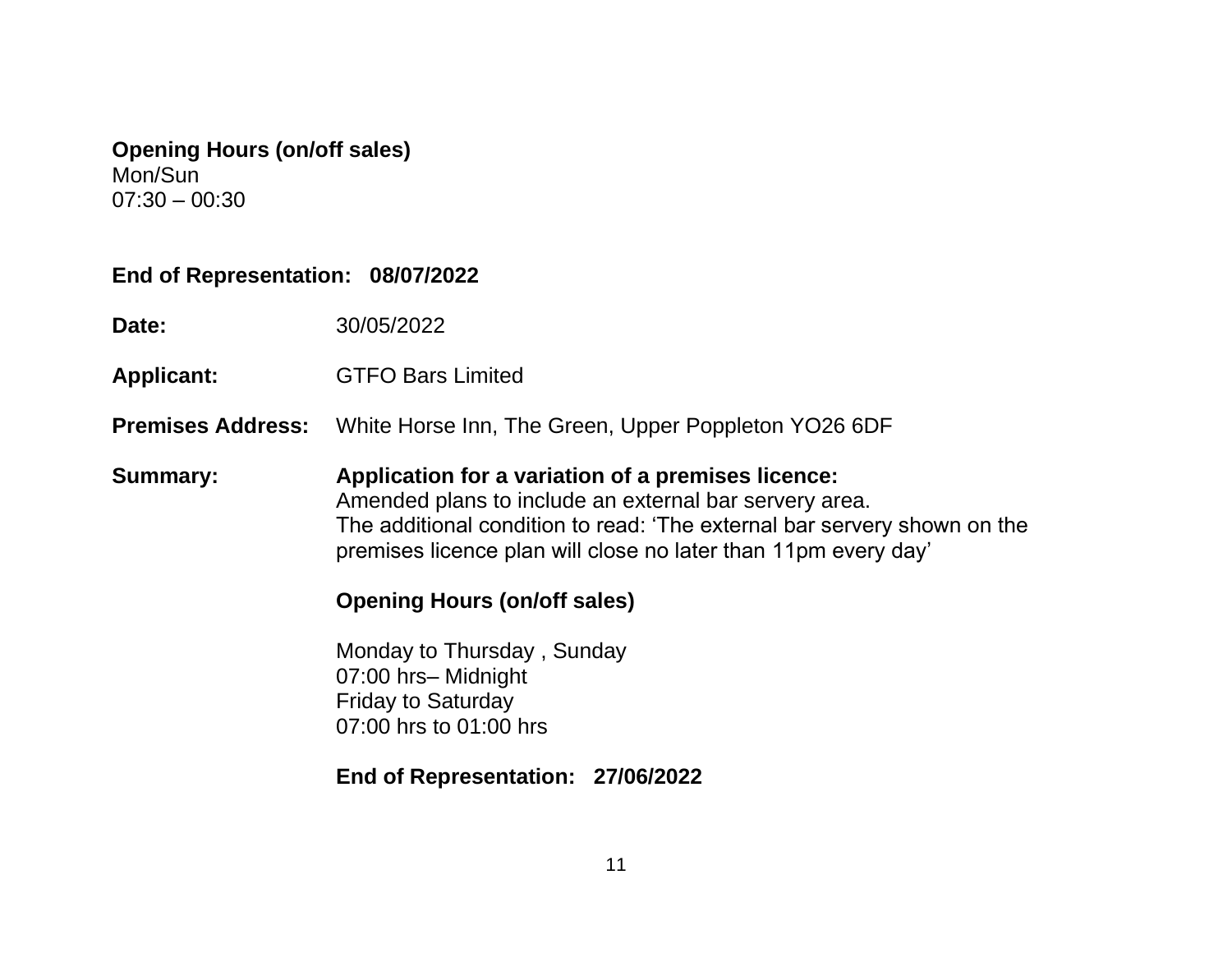**Opening Hours (on/off sales)**
Mon/Sun
07:30 – 00:30

**End of Representation: 08/07/2022**

**Date:** 30/05/2022

**Applicant:** GTFO Bars Limited

**Premises Address:** White Horse Inn, The Green, Upper Poppleton YO26 6DF

**Summary:** **Application for a variation of a premises licence:**
Amended plans to include an external bar servery area.
The additional condition to read: 'The external bar servery shown on the premises licence plan will close no later than 11pm every day'

**Opening Hours (on/off sales)**

Monday to Thursday , Sunday
07:00 hrs– Midnight
Friday to Saturday
07:00 hrs to 01:00 hrs

**End of Representation: 27/06/2022**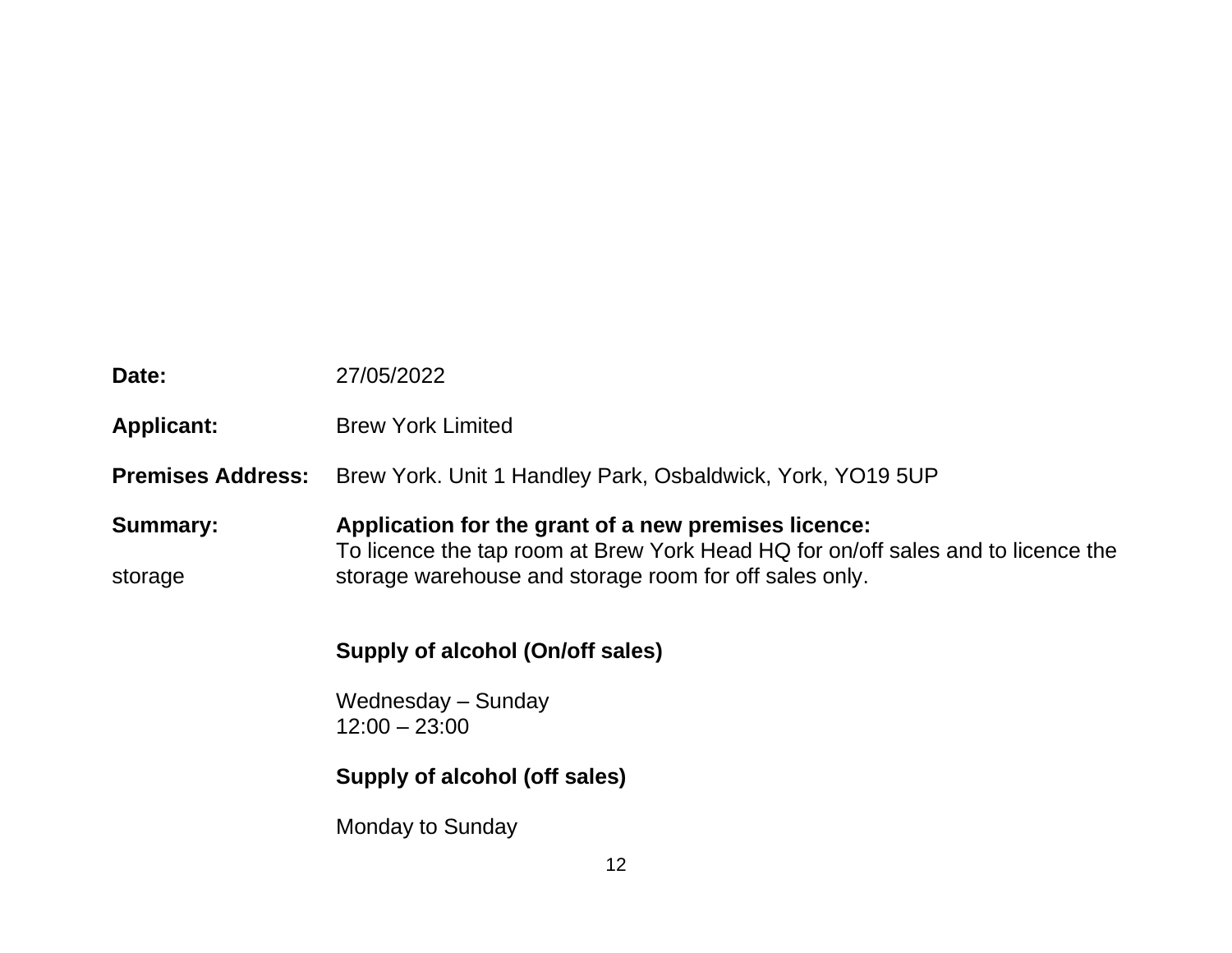**Date:** 27/05/2022

**Applicant:** Brew York Limited

**Premises Address:** Brew York. Unit 1 Handley Park, Osbaldwick, York, YO19 5UP

**Summary:** **Application for the grant of a new premises licence:**
To licence the tap room at Brew York Head HQ for on/off sales and to licence the storage warehouse and storage room for off sales only.

storage

**Supply of alcohol (On/off sales)**

Wednesday – Sunday
12:00 – 23:00

**Supply of alcohol (off sales)**

Monday to Sunday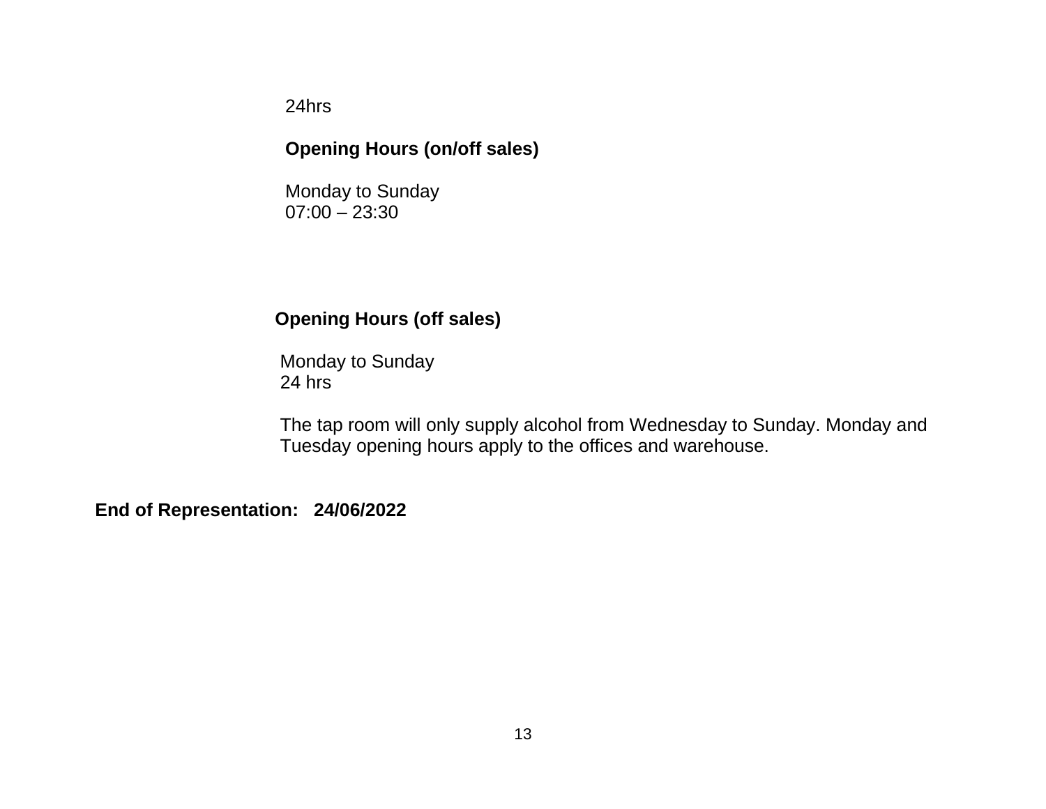24hrs

**Opening Hours (on/off sales)**

Monday to Sunday
07:00 – 23:30

**Opening Hours (off sales)**

Monday to Sunday
24 hrs

The tap room will only supply alcohol from Wednesday to Sunday. Monday and Tuesday opening hours apply to the offices and warehouse.

**End of Representation: 24/06/2022**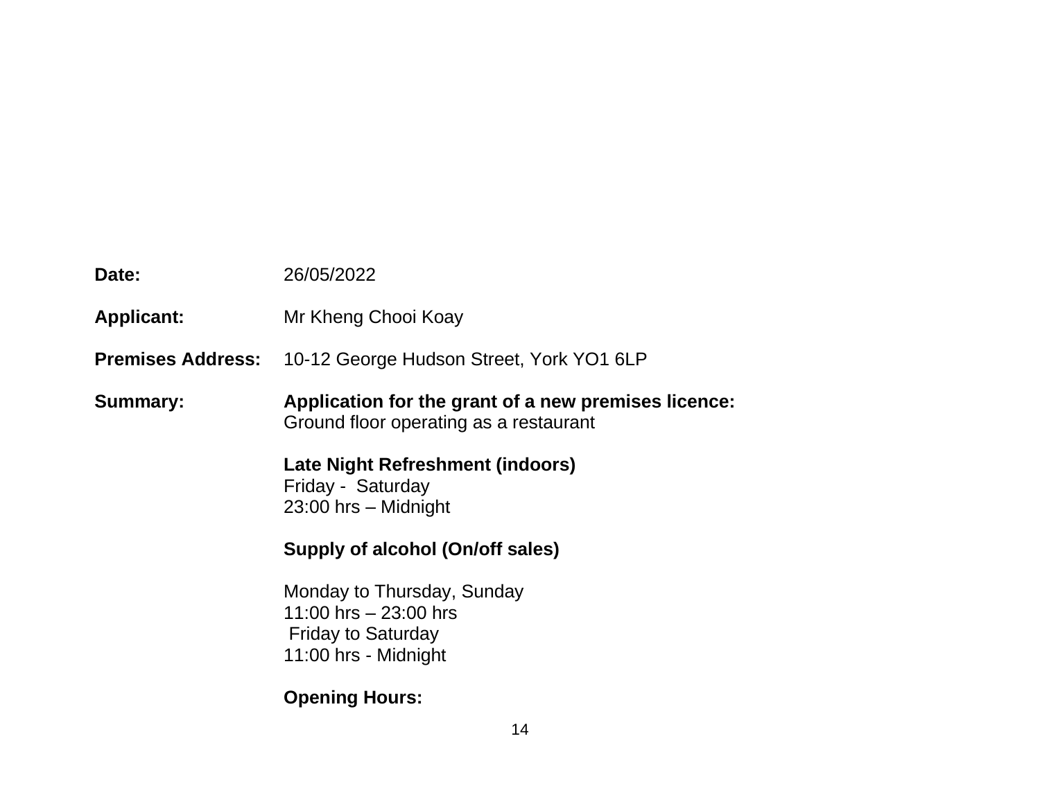**Date:** 26/05/2022

**Applicant:** Mr Kheng Chooi Koay

**Premises Address:** 10-12 George Hudson Street, York YO1 6LP

**Summary:** **Application for the grant of a new premises licence:**
Ground floor operating as a restaurant

**Late Night Refreshment (indoors)**
Friday - Saturday
23:00 hrs – Midnight

**Supply of alcohol (On/off sales)**

Monday to Thursday, Sunday
11:00 hrs – 23:00 hrs
Friday to Saturday
11:00 hrs - Midnight

**Opening Hours:**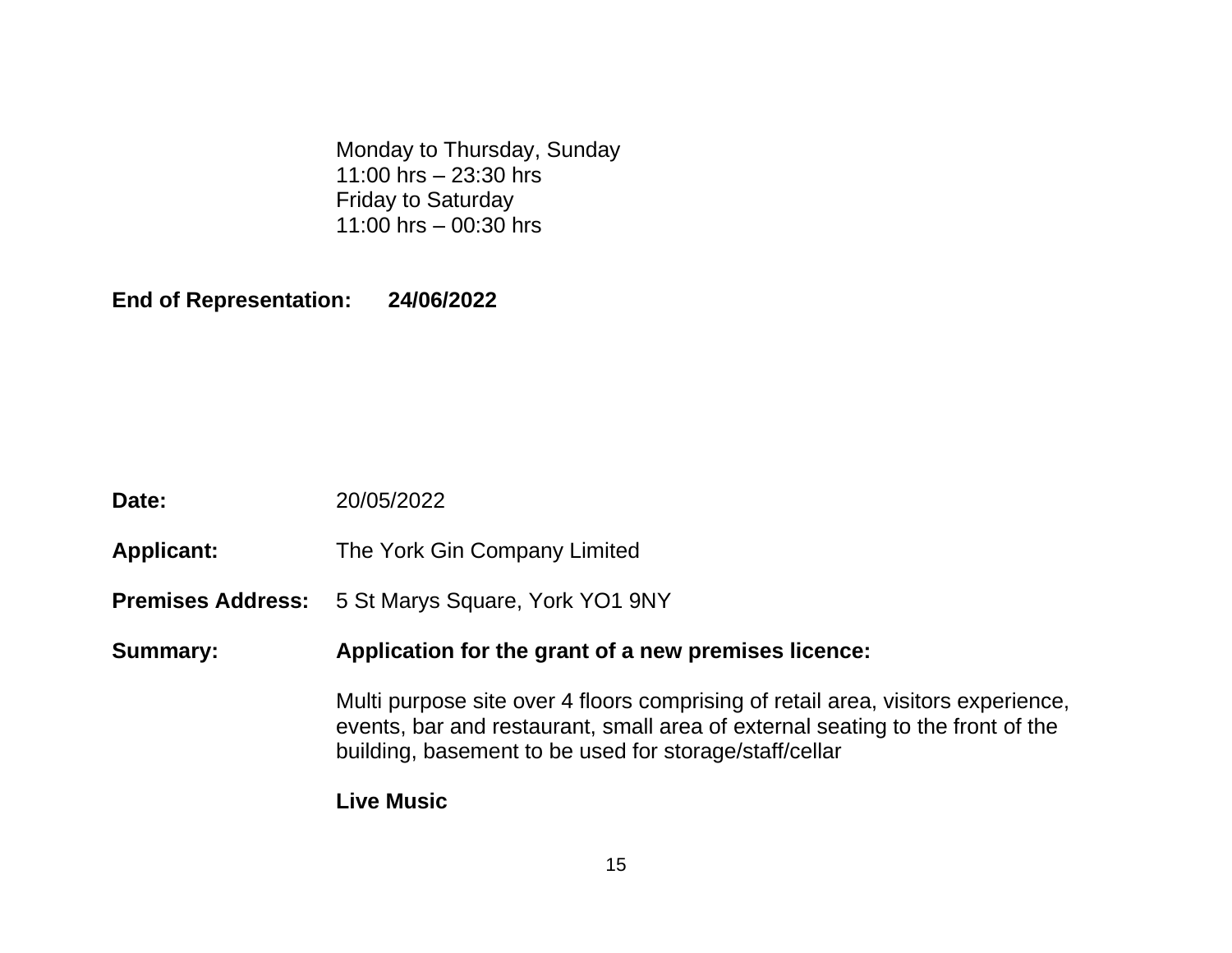Monday to Thursday, Sunday
11:00 hrs – 23:30 hrs
Friday to Saturday
11:00 hrs – 00:30 hrs

**End of Representation: 24/06/2022**

**Date:** 20/05/2022

**Applicant:** The York Gin Company Limited

**Premises Address:** 5 St Marys Square, York YO1 9NY

**Summary:** **Application for the grant of a new premises licence:**

Multi purpose site over 4 floors comprising of retail area, visitors experience, events, bar and restaurant, small area of external seating to the front of the building, basement to be used for storage/staff/cellar

**Live Music**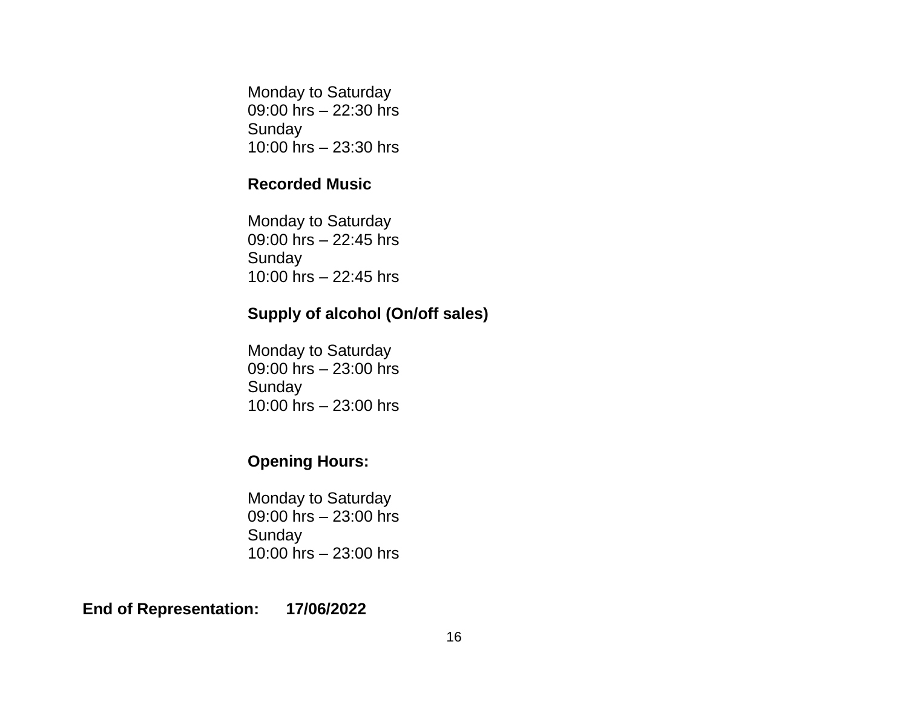Monday to Saturday
09:00 hrs – 22:30 hrs
Sunday
10:00 hrs – 23:30 hrs

**Recorded Music**

Monday to Saturday
09:00 hrs – 22:45 hrs
Sunday
10:00 hrs – 22:45 hrs

**Supply of alcohol (On/off sales)**

Monday to Saturday
09:00 hrs – 23:00 hrs
Sunday
10:00 hrs – 23:00 hrs

**Opening Hours:**

Monday to Saturday
09:00 hrs – 23:00 hrs
Sunday
10:00 hrs – 23:00 hrs

**End of Representation: 17/06/2022**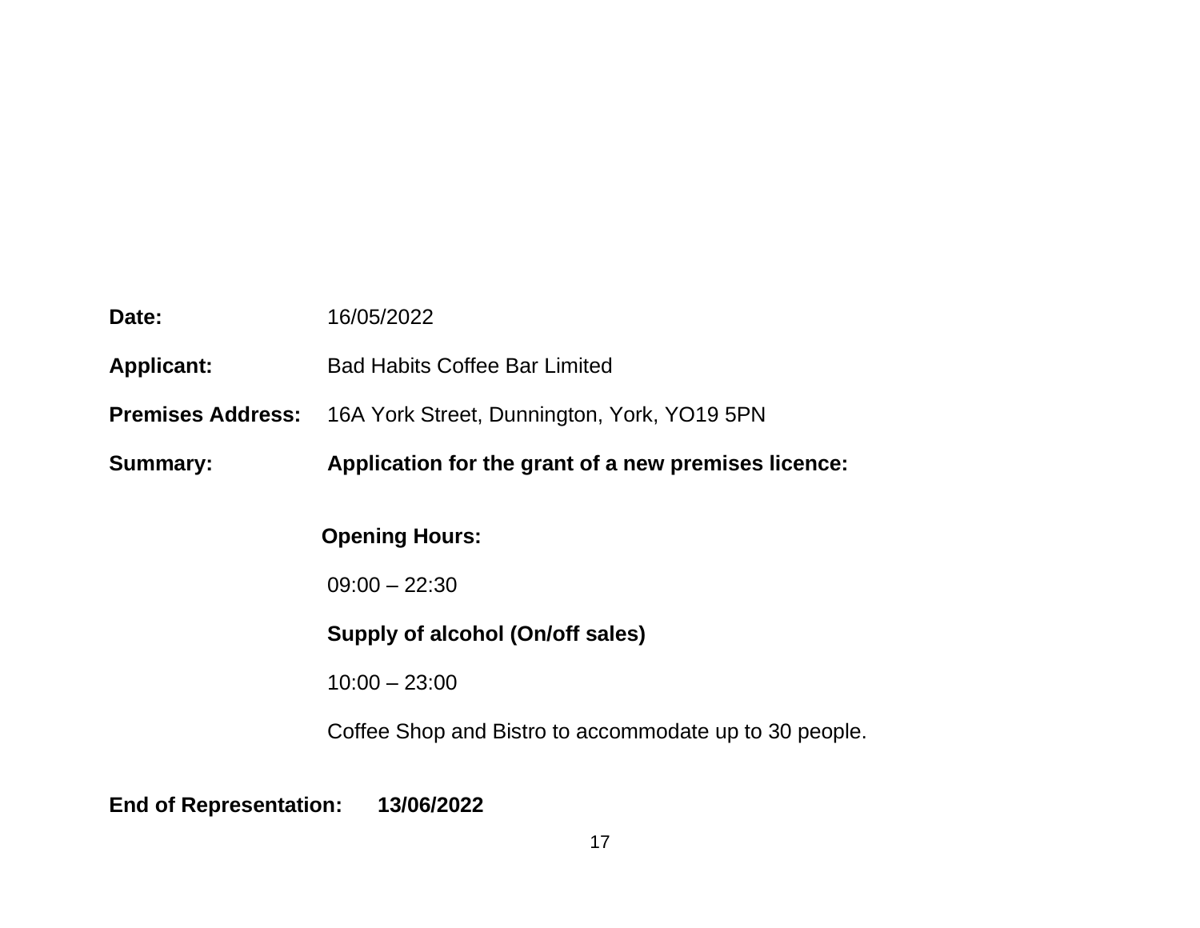**Date:** 16/05/2022

**Applicant:** Bad Habits Coffee Bar Limited

**Premises Address:** 16A York Street, Dunnington, York, YO19 5PN

**Summary:** **Application for the grant of a new premises licence:**

**Opening Hours:**

09:00 – 22:30

**Supply of alcohol (On/off sales)**

10:00 – 23:00

Coffee Shop and Bistro to accommodate up to 30 people.

**End of Representation: 13/06/2022**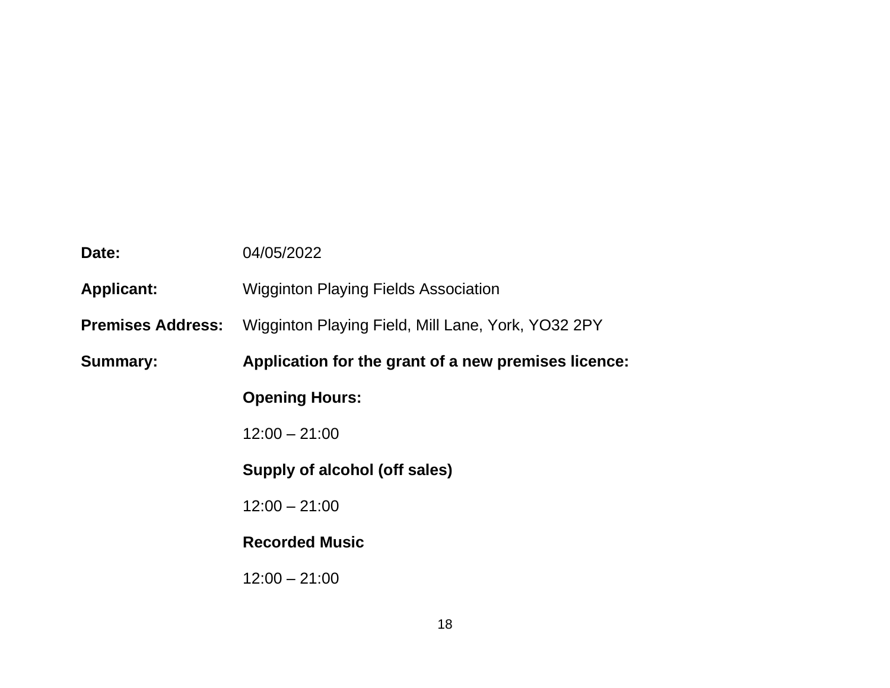**Date:** 04/05/2022

**Applicant:** Wigginton Playing Fields Association

**Premises Address:** Wigginton Playing Field, Mill Lane, York, YO32 2PY

**Summary:** **Application for the grant of a new premises licence:**

**Opening Hours:**

12:00 – 21:00

**Supply of alcohol (off sales)**

12:00 – 21:00

**Recorded Music**

12:00 – 21:00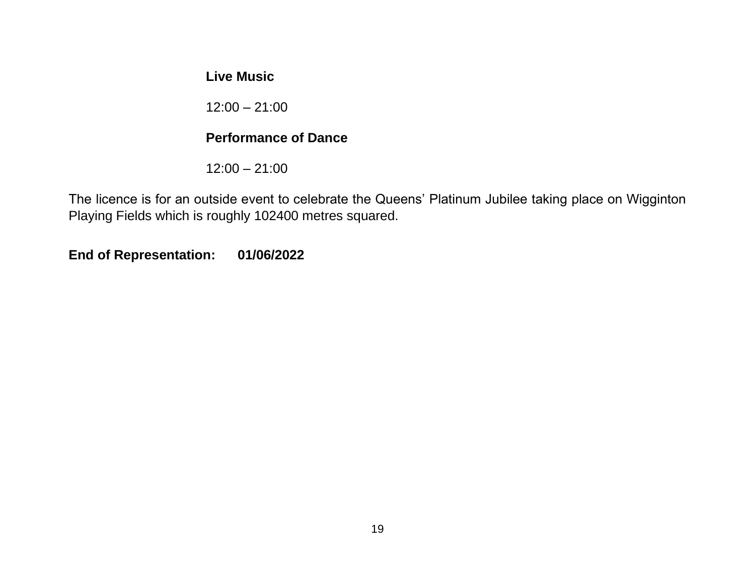**Live Music**

12:00 – 21:00

**Performance of Dance**

12:00 – 21:00

The licence is for an outside event to celebrate the Queens' Platinum Jubilee taking place on Wigginton Playing Fields which is roughly 102400 metres squared.

**End of Representation: 01/06/2022**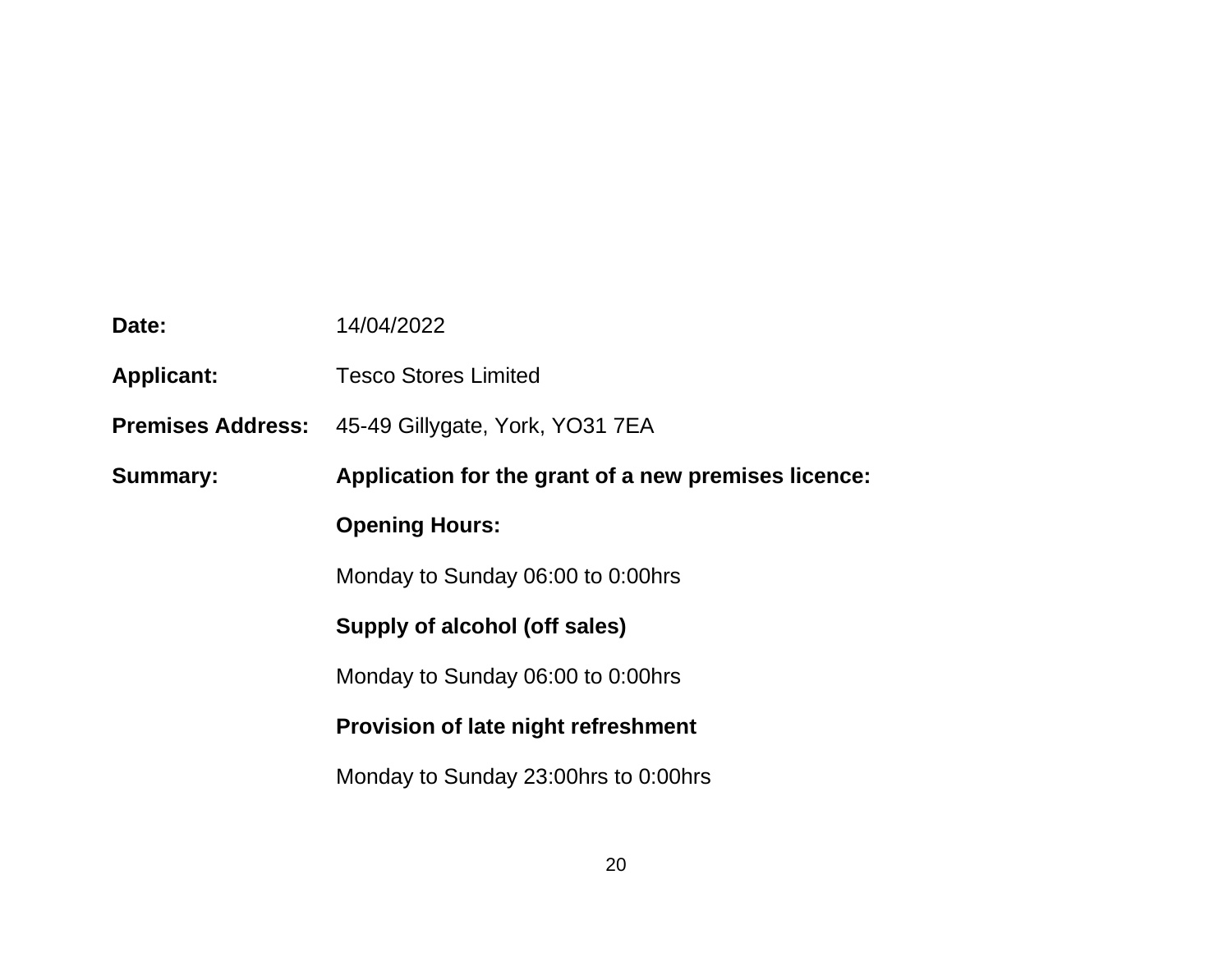**Date:** 14/04/2022

**Applicant:** Tesco Stores Limited

**Premises Address:** 45-49 Gillygate, York, YO31 7EA

**Summary:** **Application for the grant of a new premises licence:**

**Opening Hours:**

Monday to Sunday 06:00 to 0:00hrs

**Supply of alcohol (off sales)**

Monday to Sunday 06:00 to 0:00hrs

**Provision of late night refreshment**

Monday to Sunday 23:00hrs to 0:00hrs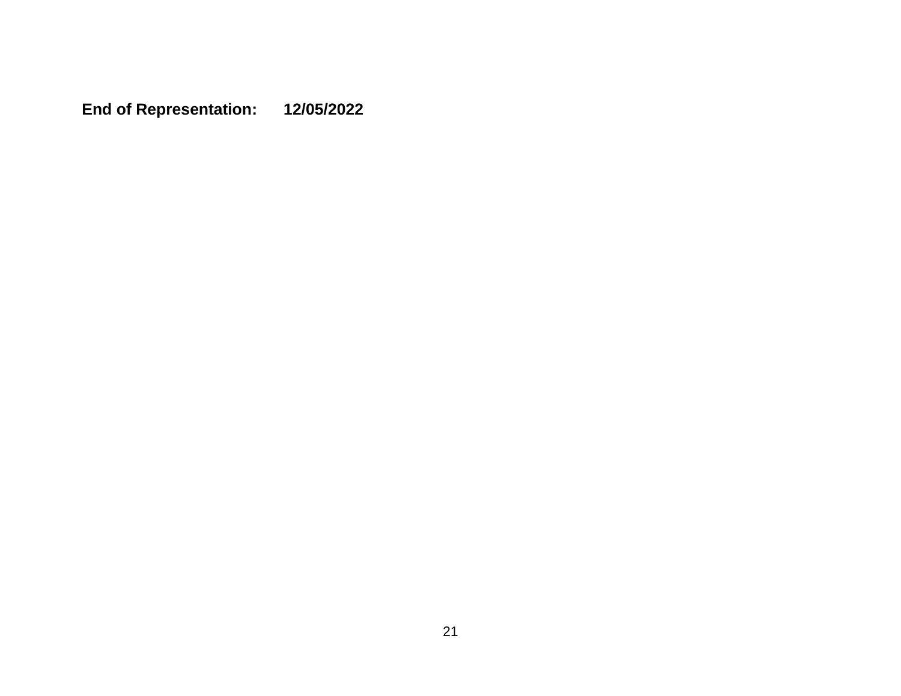**End of Representation:** **12/05/2022**